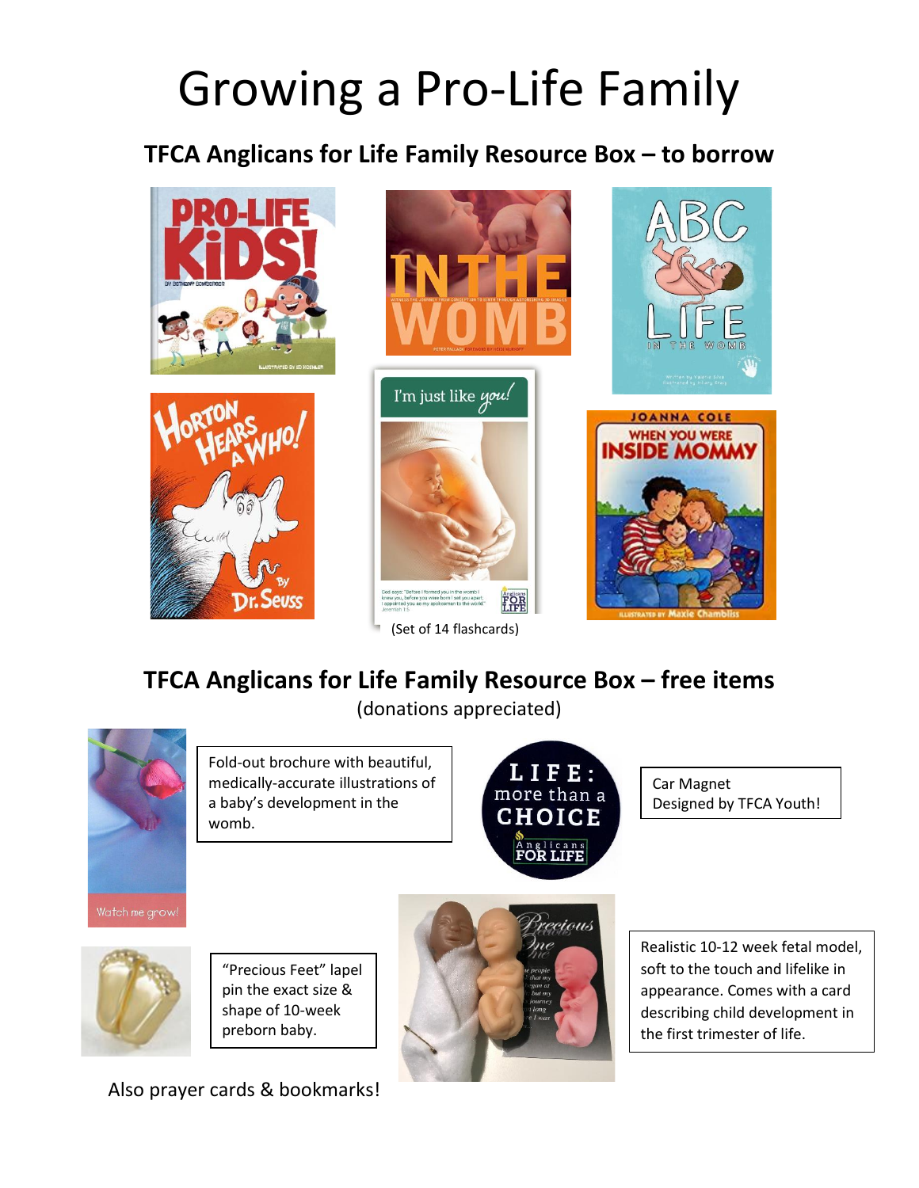# Growing a Pro-Life Family

## TFCA Anglicans for Life Family Resource Box – to borrow

(Set of 14 flashcards)

## TFCA Anglicans for Life Family Resource Box – free items

(donations appreciated)

Fold-out brochure with beautiful, medically-accurate illustrations of a baby's development in the womb.

Car Magnet
Designed by TFCA Youth!

"Precious Feet" lapel pin the exact size & shape of 10-week preborn baby.

Realistic 10-12 week fetal model, soft to the touch and lifelike in appearance. Comes with a card describing child development in the first trimester of life.

Also prayer cards & bookmarks!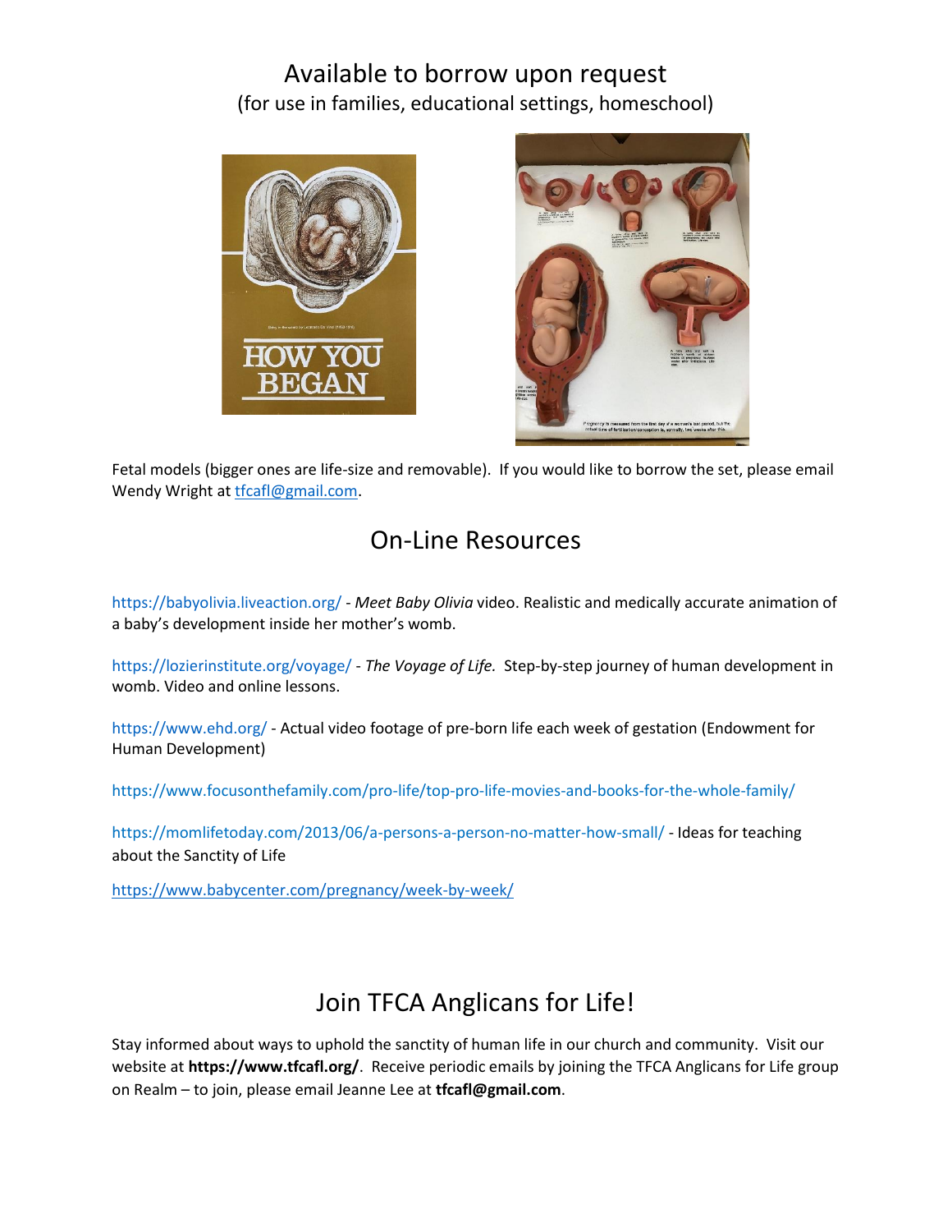# Available to borrow upon request

(for use in families, educational settings, homeschool)

Fetal models (bigger ones are life-size and removable). If you would like to borrow the set, please email Wendy Wright at tfcafl@gmail.com.

## On-Line Resources

https://babyolivia.liveaction.org/ - *Meet Baby Olivia* video. Realistic and medically accurate animation of a baby's development inside her mother's womb.

https://lozierinstitute.org/voyage/ - *The Voyage of Life.* Step-by-step journey of human development in womb. Video and online lessons.

https://www.ehd.org/ - Actual video footage of pre-born life each week of gestation (Endowment for Human Development)

https://www.focusonthefamily.com/pro-life/top-pro-life-movies-and-books-for-the-whole-family/

https://momlifetoday.com/2013/06/a-persons-a-person-no-matter-how-small/ - Ideas for teaching about the Sanctity of Life

https://www.babycenter.com/pregnancy/week-by-week/

## Join TFCA Anglicans for Life!

Stay informed about ways to uphold the sanctity of human life in our church and community. Visit our website at **https://www.tfcafl.org/**. Receive periodic emails by joining the TFCA Anglicans for Life group on Realm – to join, please email Jeanne Lee at **tfcafl@gmail.com**.